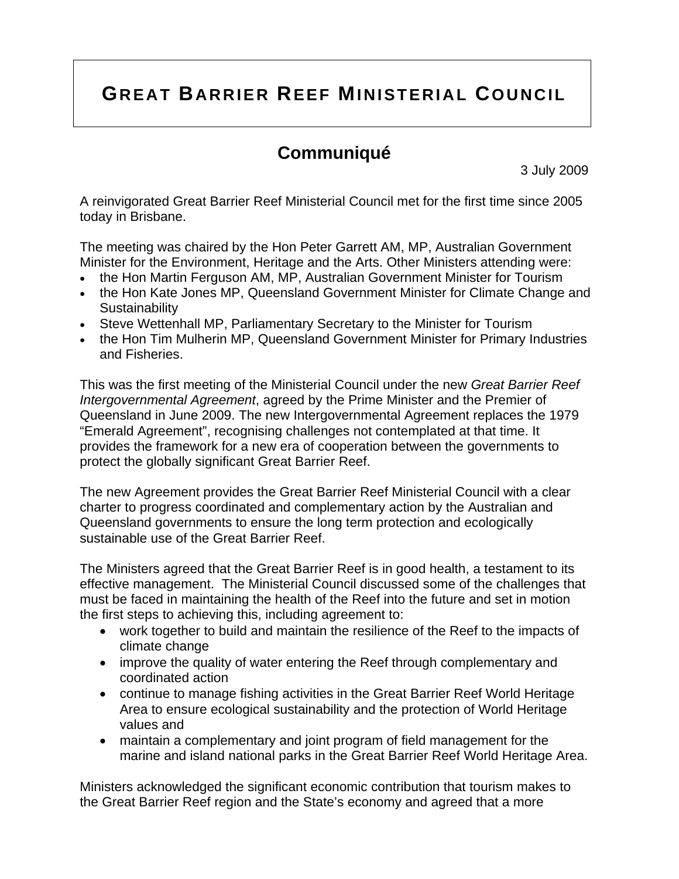# GREAT BARRIER REEF MINISTERIAL COUNCIL

## Communiqué

3 July 2009

A reinvigorated Great Barrier Reef Ministerial Council met for the first time since 2005 today in Brisbane.

The meeting was chaired by the Hon Peter Garrett AM, MP, Australian Government Minister for the Environment, Heritage and the Arts. Other Ministers attending were:

- the Hon Martin Ferguson AM, MP, Australian Government Minister for Tourism
- the Hon Kate Jones MP, Queensland Government Minister for Climate Change and Sustainability
- Steve Wettenhall MP, Parliamentary Secretary to the Minister for Tourism
- the Hon Tim Mulherin MP, Queensland Government Minister for Primary Industries and Fisheries.

This was the first meeting of the Ministerial Council under the new *Great Barrier Reef Intergovernmental Agreement*, agreed by the Prime Minister and the Premier of Queensland in June 2009. The new Intergovernmental Agreement replaces the 1979 "Emerald Agreement", recognising challenges not contemplated at that time. It provides the framework for a new era of cooperation between the governments to protect the globally significant Great Barrier Reef.

The new Agreement provides the Great Barrier Reef Ministerial Council with a clear charter to progress coordinated and complementary action by the Australian and Queensland governments to ensure the long term protection and ecologically sustainable use of the Great Barrier Reef.

The Ministers agreed that the Great Barrier Reef is in good health, a testament to its effective management. The Ministerial Council discussed some of the challenges that must be faced in maintaining the health of the Reef into the future and set in motion the first steps to achieving this, including agreement to:

- work together to build and maintain the resilience of the Reef to the impacts of climate change
- improve the quality of water entering the Reef through complementary and coordinated action
- continue to manage fishing activities in the Great Barrier Reef World Heritage Area to ensure ecological sustainability and the protection of World Heritage values and
- maintain a complementary and joint program of field management for the marine and island national parks in the Great Barrier Reef World Heritage Area.

Ministers acknowledged the significant economic contribution that tourism makes to the Great Barrier Reef region and the State's economy and agreed that a more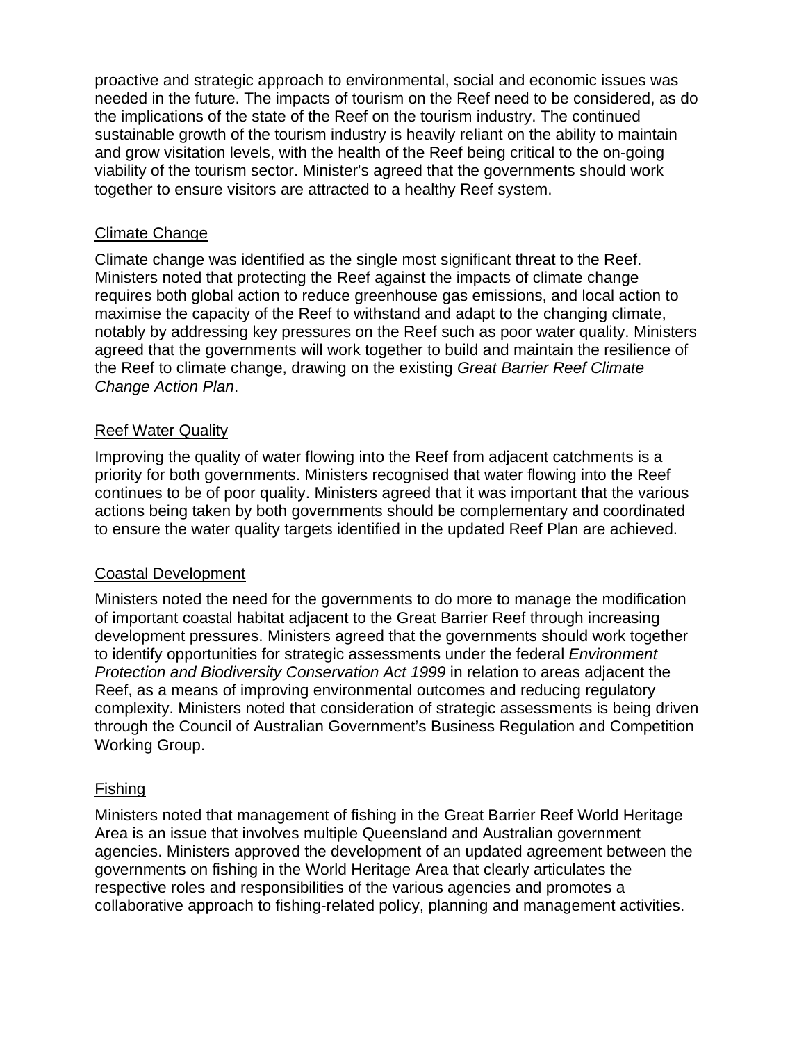proactive and strategic approach to environmental, social and economic issues was needed in the future. The impacts of tourism on the Reef need to be considered, as do the implications of the state of the Reef on the tourism industry. The continued sustainable growth of the tourism industry is heavily reliant on the ability to maintain and grow visitation levels, with the health of the Reef being critical to the on-going viability of the tourism sector. Minister's agreed that the governments should work together to ensure visitors are attracted to a healthy Reef system.

<u>Climate Change</u>

Climate change was identified as the single most significant threat to the Reef. Ministers noted that protecting the Reef against the impacts of climate change requires both global action to reduce greenhouse gas emissions, and local action to maximise the capacity of the Reef to withstand and adapt to the changing climate, notably by addressing key pressures on the Reef such as poor water quality. Ministers agreed that the governments will work together to build and maintain the resilience of the Reef to climate change, drawing on the existing *Great Barrier Reef Climate Change Action Plan*.

<u>Reef Water Quality</u>

Improving the quality of water flowing into the Reef from adjacent catchments is a priority for both governments. Ministers recognised that water flowing into the Reef continues to be of poor quality. Ministers agreed that it was important that the various actions being taken by both governments should be complementary and coordinated to ensure the water quality targets identified in the updated Reef Plan are achieved.

<u>Coastal Development</u>

Ministers noted the need for the governments to do more to manage the modification of important coastal habitat adjacent to the Great Barrier Reef through increasing development pressures. Ministers agreed that the governments should work together to identify opportunities for strategic assessments under the federal *Environment Protection and Biodiversity Conservation Act 1999* in relation to areas adjacent the Reef, as a means of improving environmental outcomes and reducing regulatory complexity. Ministers noted that consideration of strategic assessments is being driven through the Council of Australian Government's Business Regulation and Competition Working Group.

<u>Fishing</u>

Ministers noted that management of fishing in the Great Barrier Reef World Heritage Area is an issue that involves multiple Queensland and Australian government agencies. Ministers approved the development of an updated agreement between the governments on fishing in the World Heritage Area that clearly articulates the respective roles and responsibilities of the various agencies and promotes a collaborative approach to fishing-related policy, planning and management activities.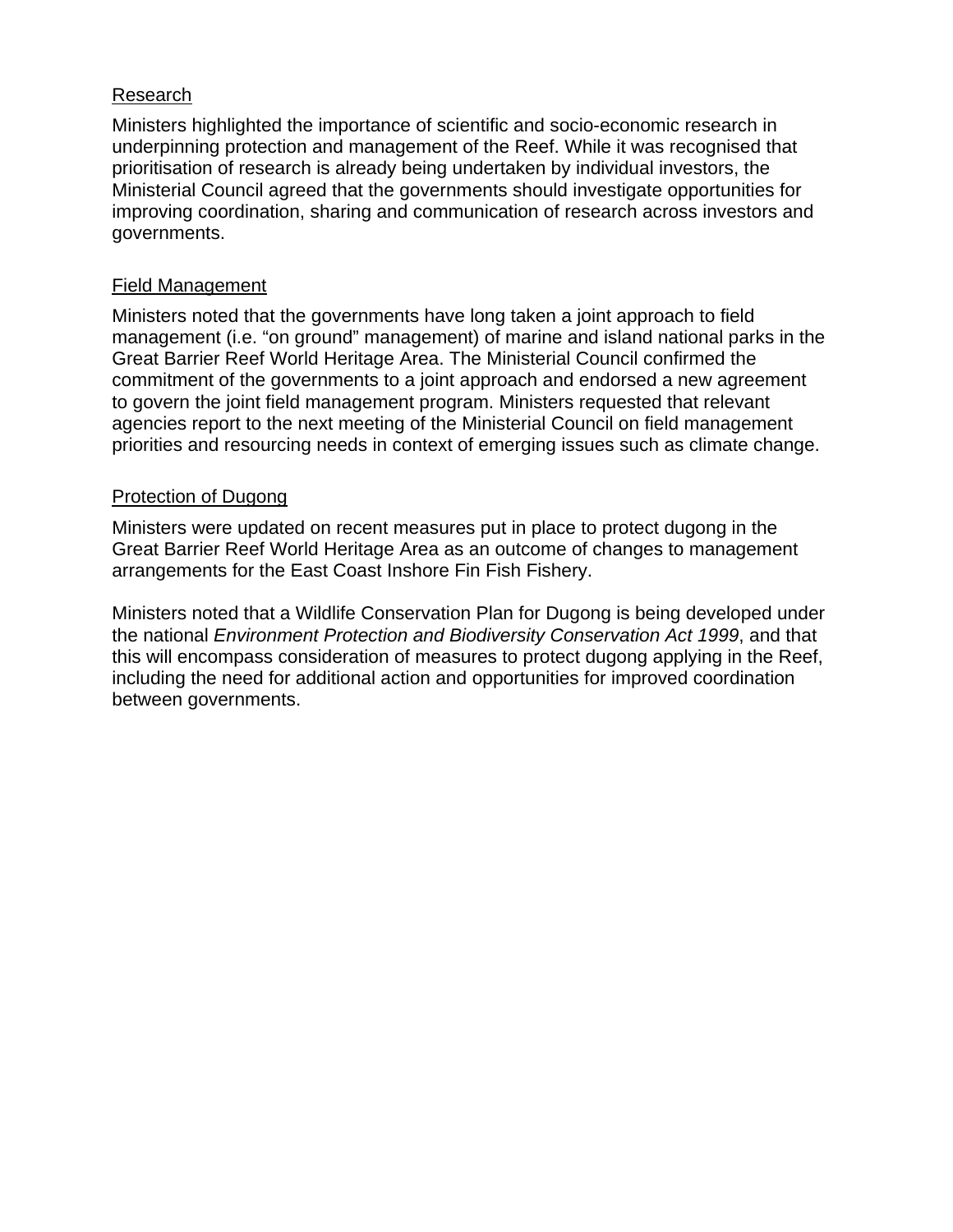<u>Research</u>

Ministers highlighted the importance of scientific and socio-economic research in underpinning protection and management of the Reef. While it was recognised that prioritisation of research is already being undertaken by individual investors, the Ministerial Council agreed that the governments should investigate opportunities for improving coordination, sharing and communication of research across investors and governments.

<u>Field Management</u>

Ministers noted that the governments have long taken a joint approach to field management (i.e. “on ground” management) of marine and island national parks in the Great Barrier Reef World Heritage Area. The Ministerial Council confirmed the commitment of the governments to a joint approach and endorsed a new agreement to govern the joint field management program. Ministers requested that relevant agencies report to the next meeting of the Ministerial Council on field management priorities and resourcing needs in context of emerging issues such as climate change.

<u>Protection of Dugong</u>

Ministers were updated on recent measures put in place to protect dugong in the Great Barrier Reef World Heritage Area as an outcome of changes to management arrangements for the East Coast Inshore Fin Fish Fishery.

Ministers noted that a Wildlife Conservation Plan for Dugong is being developed under the national *Environment Protection and Biodiversity Conservation Act 1999*, and that this will encompass consideration of measures to protect dugong applying in the Reef, including the need for additional action and opportunities for improved coordination between governments.